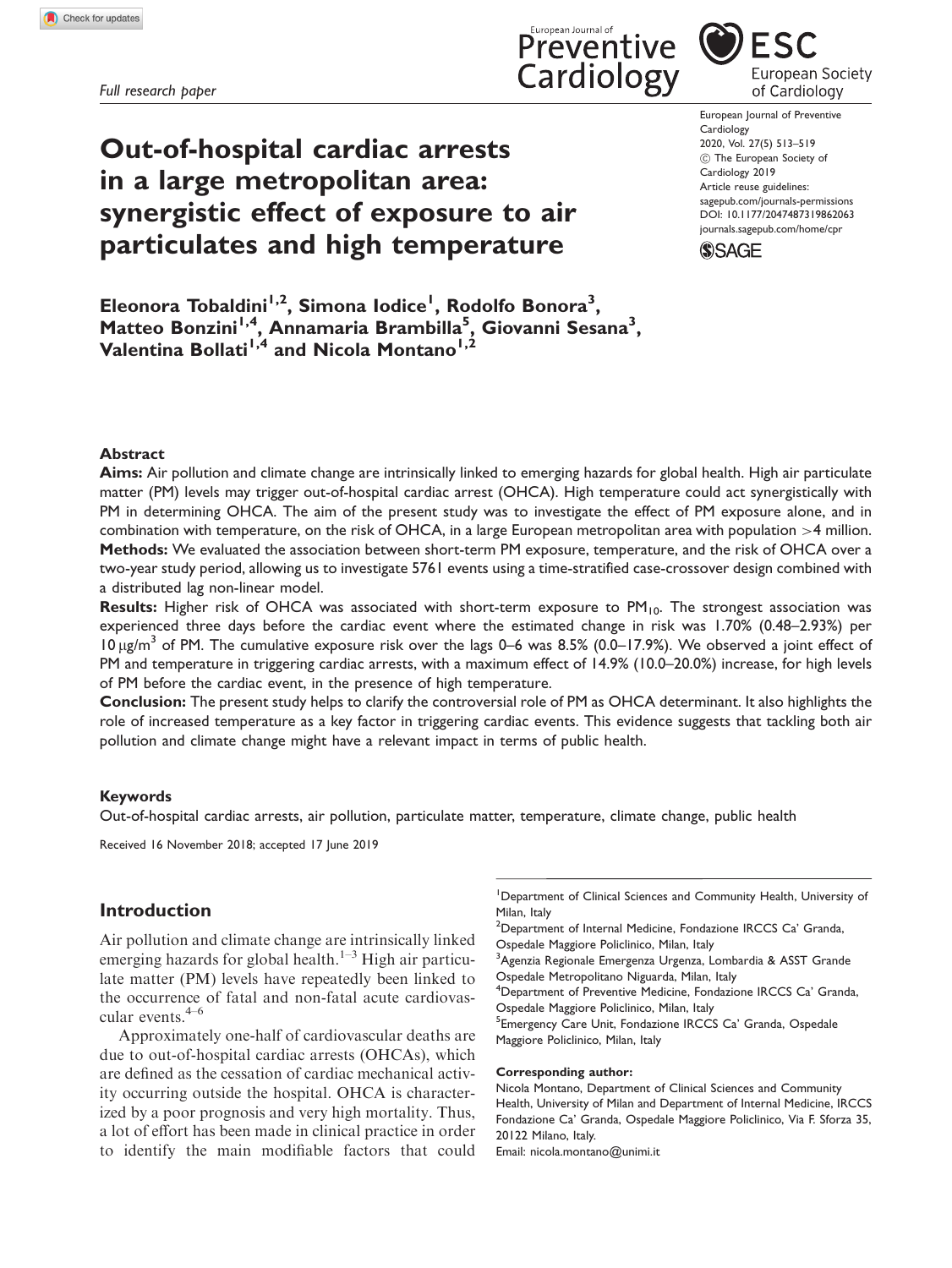*Full research paper*

# Out-of-hospital cardiac arrests in a large metropolitan area: synergistic effect of exposure to air particulates and high temperature

**Eleonora Tobaldini[1,2], Simona Iodice[1], Rodolfo Bonora[3], Matteo Bonzini[1,4], Annamaria Brambilla[5], Giovanni Sesana[3], Valentina Bollati[1,4] and Nicola Montano[1,2]**

## Abstract

**Aims:** Air pollution and climate change are intrinsically linked to emerging hazards for global health. High air particulate matter (PM) levels may trigger out-of-hospital cardiac arrest (OHCA). High temperature could act synergistically with PM in determining OHCA. The aim of the present study was to investigate the effect of PM exposure alone, and in combination with temperature, on the risk of OHCA, in a large European metropolitan area with population >4 million.

**Methods:** We evaluated the association between short-term PM exposure, temperature, and the risk of OHCA over a two-year study period, allowing us to investigate 5761 events using a time-stratified case-crossover design combined with a distributed lag non-linear model.

**Results:** Higher risk of OHCA was associated with short-term exposure to $PM_{10}$. The strongest association was experienced three days before the cardiac event where the estimated change in risk was 1.70% (0.48–2.93%) per $10\,\mu g/m^3$ of PM. The cumulative exposure risk over the lags 0–6 was 8.5% (0.0–17.9%). We observed a joint effect of PM and temperature in triggering cardiac arrests, with a maximum effect of 14.9% (10.0–20.0%) increase, for high levels of PM before the cardiac event, in the presence of high temperature.

**Conclusion:** The present study helps to clarify the controversial role of PM as OHCA determinant. It also highlights the role of increased temperature as a key factor in triggering cardiac events. This evidence suggests that tackling both air pollution and climate change might have a relevant impact in terms of public health.

### Keywords

Out-of-hospital cardiac arrests, air pollution, particulate matter, temperature, climate change, public health

Received 16 November 2018; accepted 17 June 2019

## Introduction

Air pollution and climate change are intrinsically linked emerging hazards for global health.[1–3] High air particulate matter (PM) levels have repeatedly been linked to the occurrence of fatal and non-fatal acute cardiovascular events.[4–6]

Approximately one-half of cardiovascular deaths are due to out-of-hospital cardiac arrests (OHCAs), which are defined as the cessation of cardiac mechanical activity occurring outside the hospital. OHCA is characterized by a poor prognosis and very high mortality. Thus, a lot of effort has been made in clinical practice in order to identify the main modifiable factors that could

[1]Department of Clinical Sciences and Community Health, University of Milan, Italy
[2]Department of Internal Medicine, Fondazione IRCCS Ca' Granda, Ospedale Maggiore Policlinico, Milan, Italy
[3]Agenzia Regionale Emergenza Urgenza, Lombardia & ASST Grande Ospedale Metropolitano Niguarda, Milan, Italy
[4]Department of Preventive Medicine, Fondazione IRCCS Ca' Granda, Ospedale Maggiore Policlinico, Milan, Italy
[5]Emergency Care Unit, Fondazione IRCCS Ca' Granda, Ospedale Maggiore Policlinico, Milan, Italy

**Corresponding author:**
Nicola Montano, Department of Clinical Sciences and Community Health, University of Milan and Department of Internal Medicine, IRCCS Fondazione Ca' Granda, Ospedale Maggiore Policlinico, Via F. Sforza 35, 20122 Milano, Italy.
Email: nicola.montano@unimi.it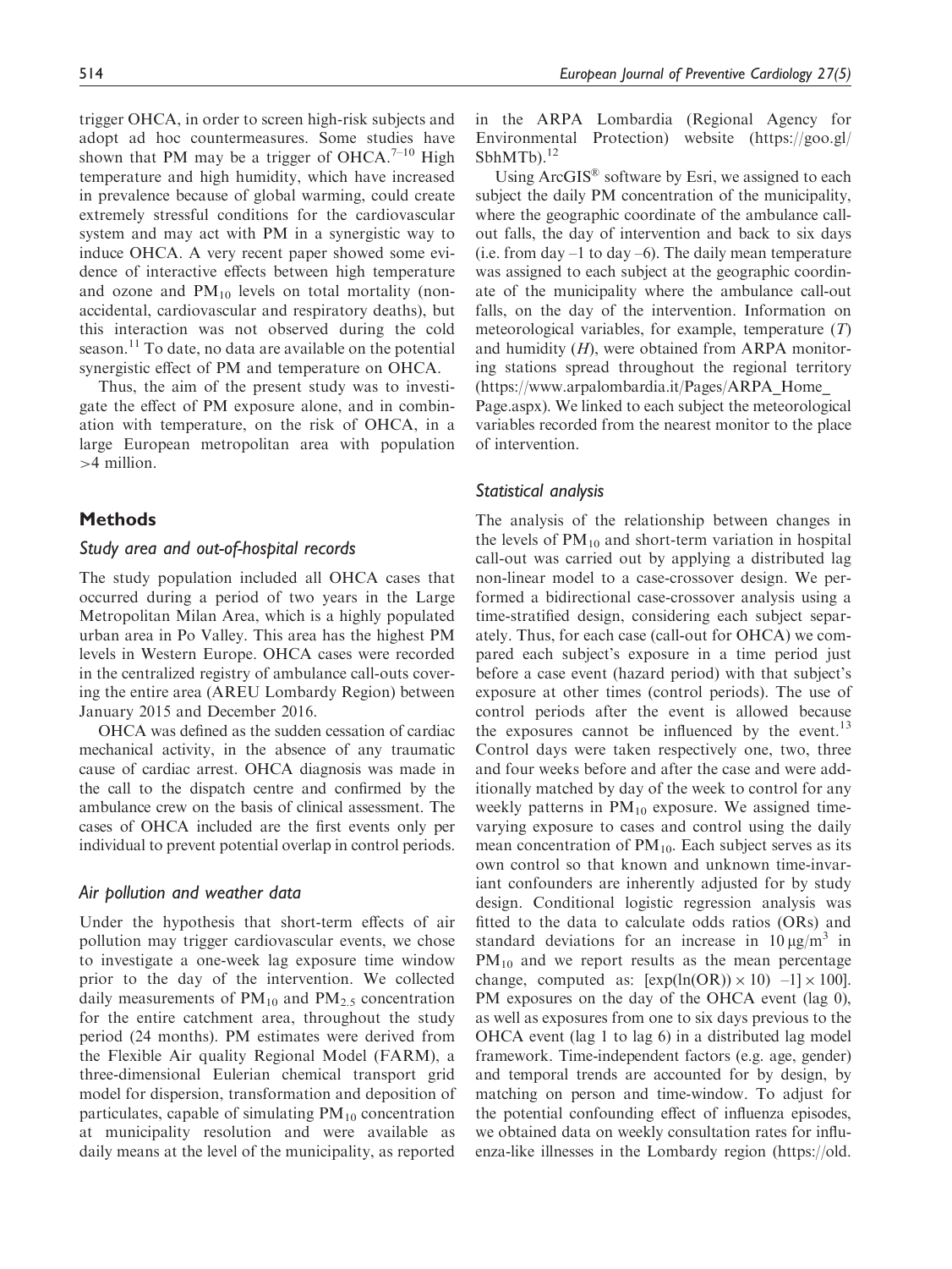trigger OHCA, in order to screen high-risk subjects and adopt ad hoc countermeasures. Some studies have shown that PM may be a trigger of OHCA.[7–10] High temperature and high humidity, which have increased in prevalence because of global warming, could create extremely stressful conditions for the cardiovascular system and may act with PM in a synergistic way to induce OHCA. A very recent paper showed some evidence of interactive effects between high temperature and ozone and $PM_{10}$ levels on total mortality (non-accidental, cardiovascular and respiratory deaths), but this interaction was not observed during the cold season.[11] To date, no data are available on the potential synergistic effect of PM and temperature on OHCA.

Thus, the aim of the present study was to investigate the effect of PM exposure alone, and in combination with temperature, on the risk of OHCA, in a large European metropolitan area with population >4 million.

## Methods

### Study area and out-of-hospital records

The study population included all OHCA cases that occurred during a period of two years in the Large Metropolitan Milan Area, which is a highly populated urban area in Po Valley. This area has the highest PM levels in Western Europe. OHCA cases were recorded in the centralized registry of ambulance call-outs covering the entire area (AREU Lombardy Region) between January 2015 and December 2016.

OHCA was defined as the sudden cessation of cardiac mechanical activity, in the absence of any traumatic cause of cardiac arrest. OHCA diagnosis was made in the call to the dispatch centre and confirmed by the ambulance crew on the basis of clinical assessment. The cases of OHCA included are the first events only per individual to prevent potential overlap in control periods.

### Air pollution and weather data

Under the hypothesis that short-term effects of air pollution may trigger cardiovascular events, we chose to investigate a one-week lag exposure time window prior to the day of the intervention. We collected daily measurements of $PM_{10}$ and $PM_{2.5}$ concentration for the entire catchment area, throughout the study period (24 months). PM estimates were derived from the Flexible Air quality Regional Model (FARM), a three-dimensional Eulerian chemical transport grid model for dispersion, transformation and deposition of particulates, capable of simulating $PM_{10}$ concentration at municipality resolution and were available as daily means at the level of the municipality, as reported in the ARPA Lombardia (Regional Agency for Environmental Protection) website (https://goo.gl/SbhMTb).[12]

Using ArcGIS® software by Esri, we assigned to each subject the daily PM concentration of the municipality, where the geographic coordinate of the ambulance call-out falls, the day of intervention and back to six days (i.e. from day –1 to day –6). The daily mean temperature was assigned to each subject at the geographic coordinate of the municipality where the ambulance call-out falls, on the day of the intervention. Information on meteorological variables, for example, temperature ($T$) and humidity ($H$), were obtained from ARPA monitoring stations spread throughout the regional territory (https://www.arpalombardia.it/Pages/ARPA_Home_Page.aspx). We linked to each subject the meteorological variables recorded from the nearest monitor to the place of intervention.

### Statistical analysis

The analysis of the relationship between changes in the levels of $PM_{10}$ and short-term variation in hospital call-out was carried out by applying a distributed lag non-linear model to a case-crossover design. We performed a bidirectional case-crossover analysis using a time-stratified design, considering each subject separately. Thus, for each case (call-out for OHCA) we compared each subject's exposure in a time period just before a case event (hazard period) with that subject's exposure at other times (control periods). The use of control periods after the event is allowed because the exposures cannot be influenced by the event.[13] Control days were taken respectively one, two, three and four weeks before and after the case and were additionally matched by day of the week to control for any weekly patterns in $PM_{10}$ exposure. We assigned time-varying exposure to cases and control using the daily mean concentration of $PM_{10}$. Each subject serves as its own control so that known and unknown time-invariant confounders are inherently adjusted for by study design. Conditional logistic regression analysis was fitted to the data to calculate odds ratios (ORs) and standard deviations for an increase in $10\,\mu g/m^3$ in $PM_{10}$ and we report results as the mean percentage change, computed as: $[\exp(\ln(OR)) \times 10) \ -1] \times 100]$. PM exposures on the day of the OHCA event (lag 0), as well as exposures from one to six days previous to the OHCA event (lag 1 to lag 6) in a distributed lag model framework. Time-independent factors (e.g. age, gender) and temporal trends are accounted for by design, by matching on person and time-window. To adjust for the potential confounding effect of influenza episodes, we obtained data on weekly consultation rates for influenza-like illnesses in the Lombardy region (https://old.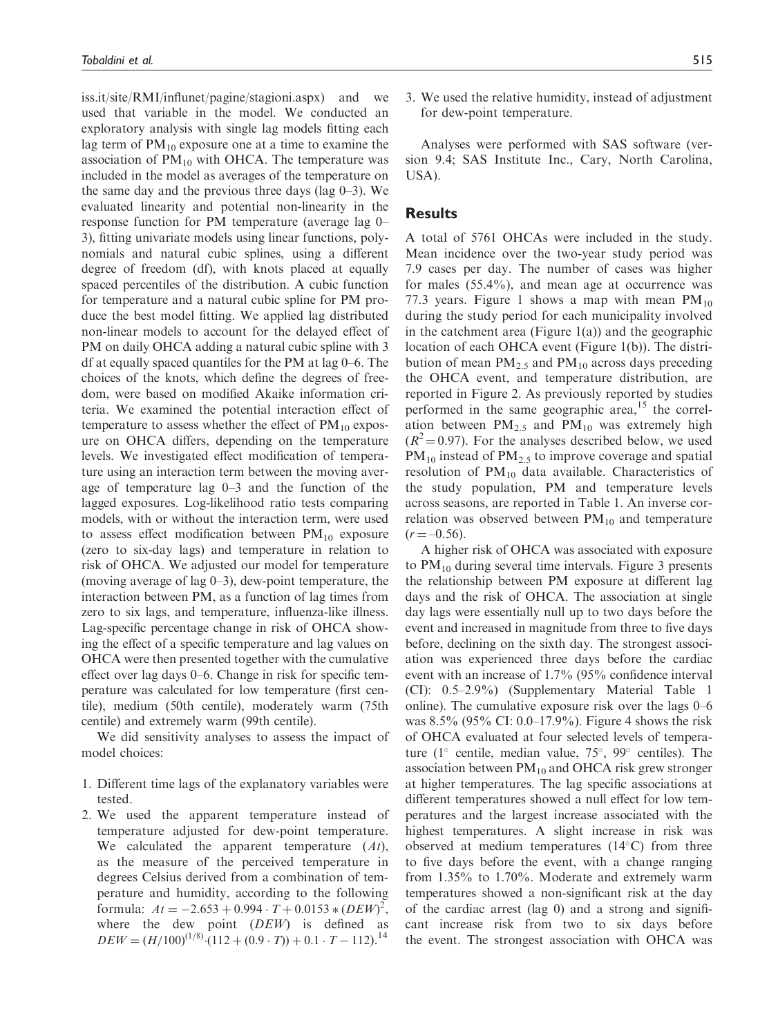iss.it/site/RMI/influnet/pagine/stagioni.aspx) and we used that variable in the model. We conducted an exploratory analysis with single lag models fitting each lag term of $PM_{10}$ exposure one at a time to examine the association of $PM_{10}$ with OHCA. The temperature was included in the model as averages of the temperature on the same day and the previous three days (lag 0–3). We evaluated linearity and potential non-linearity in the response function for PM temperature (average lag 0–3), fitting univariate models using linear functions, polynomials and natural cubic splines, using a different degree of freedom (df), with knots placed at equally spaced percentiles of the distribution. A cubic function for temperature and a natural cubic spline for PM produce the best model fitting. We applied lag distributed non-linear models to account for the delayed effect of PM on daily OHCA adding a natural cubic spline with 3 df at equally spaced quantiles for the PM at lag 0–6. The choices of the knots, which define the degrees of freedom, were based on modified Akaike information criteria. We examined the potential interaction effect of temperature to assess whether the effect of $PM_{10}$ exposure on OHCA differs, depending on the temperature levels. We investigated effect modification of temperature using an interaction term between the moving average of temperature lag 0–3 and the function of the lagged exposures. Log-likelihood ratio tests comparing models, with or without the interaction term, were used to assess effect modification between $PM_{10}$ exposure (zero to six-day lags) and temperature in relation to risk of OHCA. We adjusted our model for temperature (moving average of lag 0–3), dew-point temperature, the interaction between PM, as a function of lag times from zero to six lags, and temperature, influenza-like illness. Lag-specific percentage change in risk of OHCA showing the effect of a specific temperature and lag values on OHCA were then presented together with the cumulative effect over lag days 0–6. Change in risk for specific temperature was calculated for low temperature (first centile), medium (50th centile), moderately warm (75th centile) and extremely warm (99th centile).

We did sensitivity analyses to assess the impact of model choices:

1. Different time lags of the explanatory variables were tested.
2. We used the apparent temperature instead of temperature adjusted for dew-point temperature. We calculated the apparent temperature ($At$), as the measure of the perceived temperature in degrees Celsius derived from a combination of temperature and humidity, according to the following formula: $At = -2.653 + 0.994 \cdot T + 0.0153 * (DEW)^2$, where the dew point ($DEW$) is defined as $DEW = (H/100)^{(1/8)} \cdot (112 + (0.9 \cdot T)) + 0.1 \cdot T - 112).$[14]
3. We used the relative humidity, instead of adjustment for dew-point temperature.

Analyses were performed with SAS software (version 9.4; SAS Institute Inc., Cary, North Carolina, USA).

## Results

A total of 5761 OHCAs were included in the study. Mean incidence over the two-year study period was 7.9 cases per day. The number of cases was higher for males (55.4%), and mean age at occurrence was 77.3 years. Figure 1 shows a map with mean $PM_{10}$ during the study period for each municipality involved in the catchment area (Figure 1(a)) and the geographic location of each OHCA event (Figure 1(b)). The distribution of mean $PM_{2.5}$ and $PM_{10}$ across days preceding the OHCA event, and temperature distribution, are reported in Figure 2. As previously reported by studies performed in the same geographic area,[15] the correlation between $PM_{2.5}$ and $PM_{10}$ was extremely high ($R^2 = 0.97$). For the analyses described below, we used $PM_{10}$ instead of $PM_{2.5}$ to improve coverage and spatial resolution of $PM_{10}$ data available. Characteristics of the study population, PM and temperature levels across seasons, are reported in Table 1. An inverse correlation was observed between $PM_{10}$ and temperature ($r = -0.56$).

A higher risk of OHCA was associated with exposure to $PM_{10}$ during several time intervals. Figure 3 presents the relationship between PM exposure at different lag days and the risk of OHCA. The association at single day lags were essentially null up to two days before the event and increased in magnitude from three to five days before, declining on the sixth day. The strongest association was experienced three days before the cardiac event with an increase of 1.7% (95% confidence interval (CI): 0.5–2.9%) (Supplementary Material Table 1 online). The cumulative exposure risk over the lags 0–6 was 8.5% (95% CI: 0.0–17.9%). Figure 4 shows the risk of OHCA evaluated at four selected levels of temperature (1° centile, median value, 75°, 99° centiles). The association between $PM_{10}$ and OHCA risk grew stronger at higher temperatures. The lag specific associations at different temperatures showed a null effect for low temperatures and the largest increase associated with the highest temperatures. A slight increase in risk was observed at medium temperatures (14°C) from three to five days before the event, with a change ranging from 1.35% to 1.70%. Moderate and extremely warm temperatures showed a non-significant risk at the day of the cardiac arrest (lag 0) and a strong and significant increase risk from two to six days before the event. The strongest association with OHCA was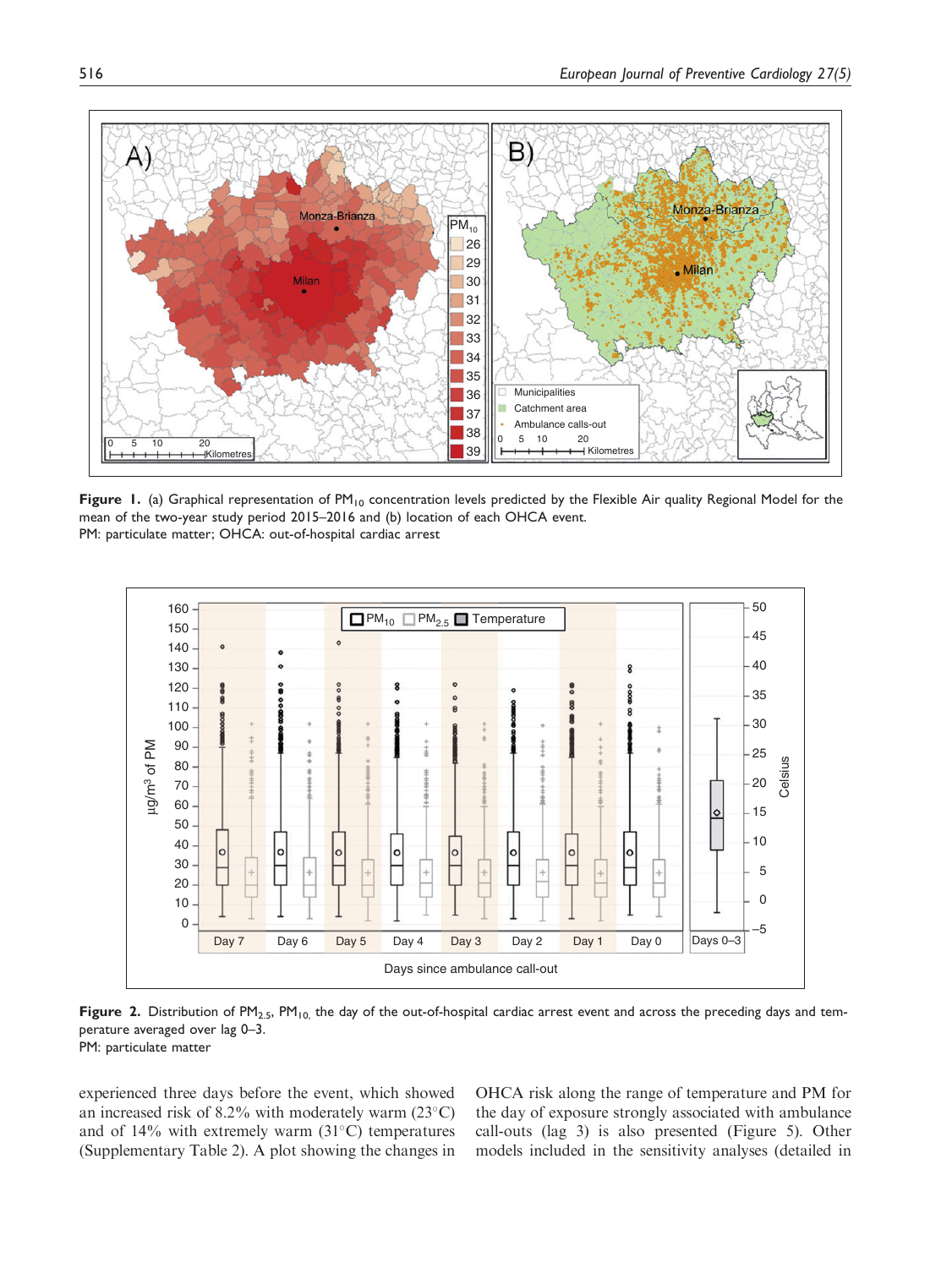**Figure 1.** (a) Graphical representation of $PM_{10}$ concentration levels predicted by the Flexible Air quality Regional Model for the mean of the two-year study period 2015–2016 and (b) location of each OHCA event.
PM: particulate matter; OHCA: out-of-hospital cardiac arrest

**Figure 2.** Distribution of $PM_{2.5}$, $PM_{10,}$ the day of the out-of-hospital cardiac arrest event and across the preceding days and temperature averaged over lag 0–3.
PM: particulate matter

experienced three days before the event, which showed an increased risk of 8.2% with moderately warm (23°C) and of 14% with extremely warm (31°C) temperatures (Supplementary Table 2). A plot showing the changes in OHCA risk along the range of temperature and PM for the day of exposure strongly associated with ambulance call-outs (lag 3) is also presented (Figure 5). Other models included in the sensitivity analyses (detailed in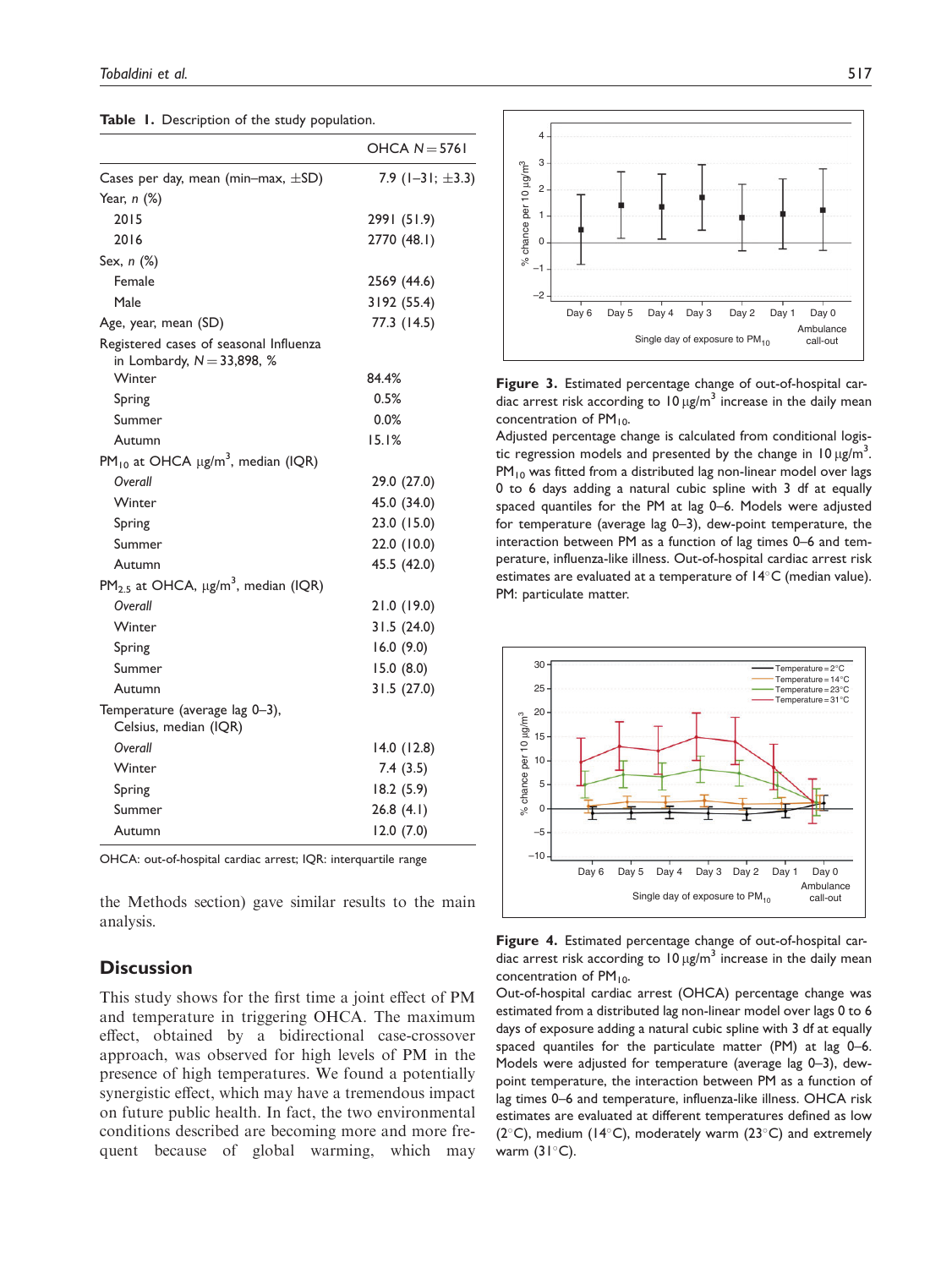**Table 1.** Description of the study population.

| | OHCA $N = 5761$ |
|---|---|
| Cases per day, mean (min–max, ±SD) | 7.9 (1–31; ±3.3) |
| Year, *n* (%) | |
| 2015 | 2991 (51.9) |
| 2016 | 2770 (48.1) |
| Sex, *n* (%) | |
| Female | 2569 (44.6) |
| Male | 3192 (55.4) |
| Age, year, mean (SD) | 77.3 (14.5) |
| Registered cases of seasonal Influenza in Lombardy, $N = 33{,}898$, % | |
| Winter | 84.4% |
| Spring | 0.5% |
| Summer | 0.0% |
| Autumn | 15.1% |
| $PM_{10}$ at OHCA μg/m$^3$, median (IQR) | |
| *Overall* | 29.0 (27.0) |
| Winter | 45.0 (34.0) |
| Spring | 23.0 (15.0) |
| Summer | 22.0 (10.0) |
| Autumn | 45.5 (42.0) |
| $PM_{2.5}$ at OHCA, μg/m$^3$, median (IQR) | |
| *Overall* | 21.0 (19.0) |
| Winter | 31.5 (24.0) |
| Spring | 16.0 (9.0) |
| Summer | 15.0 (8.0) |
| Autumn | 31.5 (27.0) |
| Temperature (average lag 0–3), Celsius, median (IQR) | |
| *Overall* | 14.0 (12.8) |
| Winter | 7.4 (3.5) |
| Spring | 18.2 (5.9) |
| Summer | 26.8 (4.1) |
| Autumn | 12.0 (7.0) |

OHCA: out-of-hospital cardiac arrest; IQR: interquartile range

the Methods section) gave similar results to the main analysis.

## Discussion

This study shows for the first time a joint effect of PM and temperature in triggering OHCA. The maximum effect, obtained by a bidirectional case-crossover approach, was observed for high levels of PM in the presence of high temperatures. We found a potentially synergistic effect, which may have a tremendous impact on future public health. In fact, the two environmental conditions described are becoming more and more frequent because of global warming, which may

**Figure 3.** Estimated percentage change of out-of-hospital cardiac arrest risk according to 10 μg/m$^3$ increase in the daily mean concentration of $PM_{10}$.
Adjusted percentage change is calculated from conditional logistic regression models and presented by the change in 10 μg/m$^3$. $PM_{10}$ was fitted from a distributed lag non-linear model over lags 0 to 6 days adding a natural cubic spline with 3 df at equally spaced quantiles for the PM at lag 0–6. Models were adjusted for temperature (average lag 0–3), dew-point temperature, the interaction between PM as a function of lag times 0–6 and temperature, influenza-like illness. Out-of-hospital cardiac arrest risk estimates are evaluated at a temperature of 14°C (median value). PM: particulate matter.

**Figure 4.** Estimated percentage change of out-of-hospital cardiac arrest risk according to 10 μg/m$^3$ increase in the daily mean concentration of $PM_{10}$.
Out-of-hospital cardiac arrest (OHCA) percentage change was estimated from a distributed lag non-linear model over lags 0 to 6 days of exposure adding a natural cubic spline with 3 df at equally spaced quantiles for the particulate matter (PM) at lag 0–6. Models were adjusted for temperature (average lag 0–3), dew-point temperature, the interaction between PM as a function of lag times 0–6 and temperature, influenza-like illness. OHCA risk estimates are evaluated at different temperatures defined as low (2°C), medium (14°C), moderately warm (23°C) and extremely warm (31°C).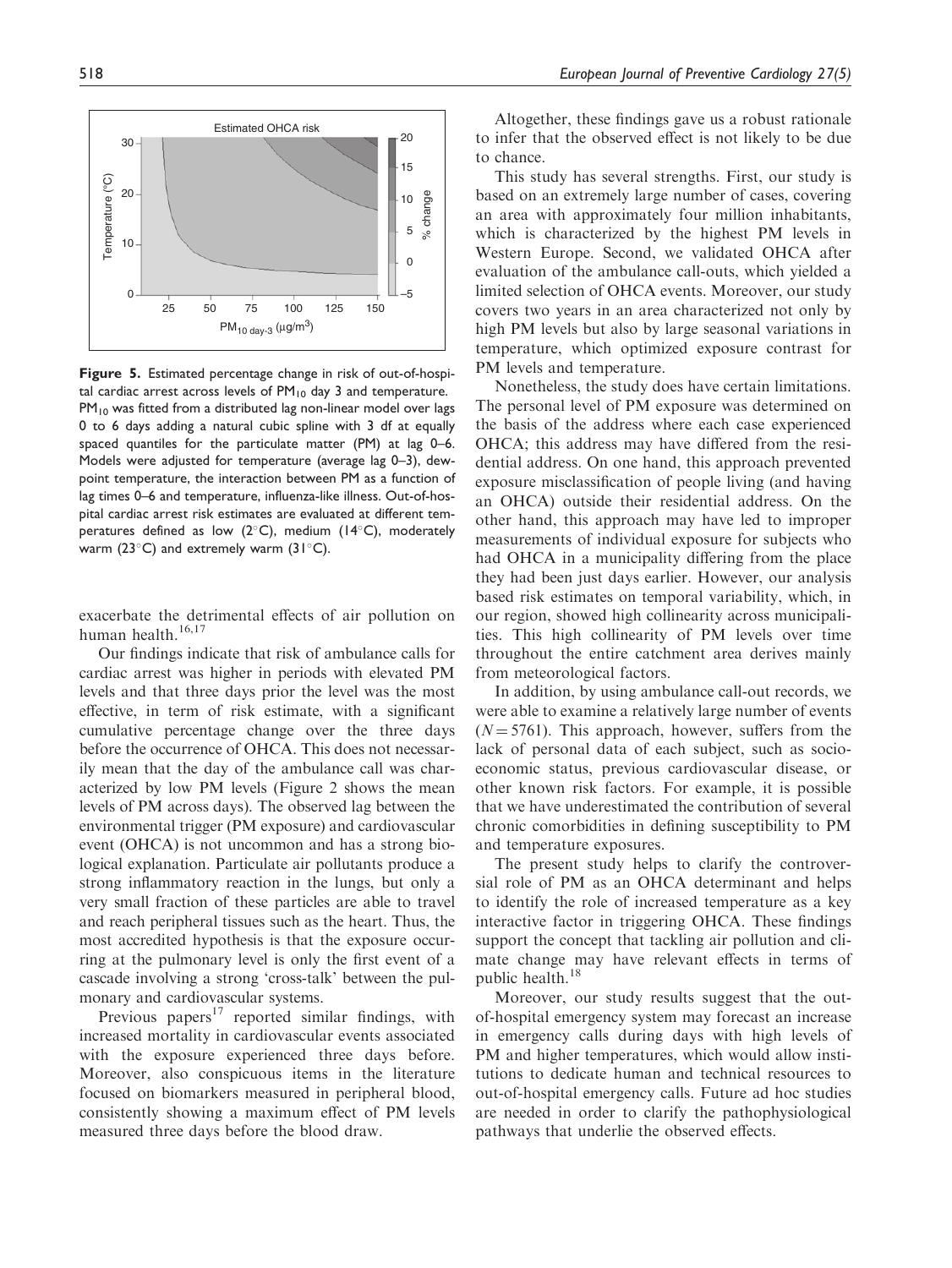Estimated OHCA risk

Temperature (°C)

30

20

10

0

25 50 75 100 125 150

$PM_{10\ day\text{-}3}$ (μg/m³)

% change

20

15

10

5

0

–5

**Figure 5.** Estimated percentage change in risk of out-of-hospital cardiac arrest across levels of $PM_{10}$ day 3 and temperature. $PM_{10}$ was fitted from a distributed lag non-linear model over lags 0 to 6 days adding a natural cubic spline with 3 df at equally spaced quantiles for the particulate matter (PM) at lag 0–6. Models were adjusted for temperature (average lag 0–3), dew-point temperature, the interaction between PM as a function of lag times 0–6 and temperature, influenza-like illness. Out-of-hospital cardiac arrest risk estimates are evaluated at different temperatures defined as low (2°C), medium (14°C), moderately warm (23°C) and extremely warm (31°C).

exacerbate the detrimental effects of air pollution on human health.[16,17]

Our findings indicate that risk of ambulance calls for cardiac arrest was higher in periods with elevated PM levels and that three days prior the level was the most effective, in term of risk estimate, with a significant cumulative percentage change over the three days before the occurrence of OHCA. This does not necessarily mean that the day of the ambulance call was characterized by low PM levels (Figure 2 shows the mean levels of PM across days). The observed lag between the environmental trigger (PM exposure) and cardiovascular event (OHCA) is not uncommon and has a strong biological explanation. Particulate air pollutants produce a strong inflammatory reaction in the lungs, but only a very small fraction of these particles are able to travel and reach peripheral tissues such as the heart. Thus, the most accredited hypothesis is that the exposure occurring at the pulmonary level is only the first event of a cascade involving a strong 'cross-talk' between the pulmonary and cardiovascular systems.

Previous papers[17] reported similar findings, with increased mortality in cardiovascular events associated with the exposure experienced three days before. Moreover, also conspicuous items in the literature focused on biomarkers measured in peripheral blood, consistently showing a maximum effect of PM levels measured three days before the blood draw.

Altogether, these findings gave us a robust rationale to infer that the observed effect is not likely to be due to chance.

This study has several strengths. First, our study is based on an extremely large number of cases, covering an area with approximately four million inhabitants, which is characterized by the highest PM levels in Western Europe. Second, we validated OHCA after evaluation of the ambulance call-outs, which yielded a limited selection of OHCA events. Moreover, our study covers two years in an area characterized not only by high PM levels but also by large seasonal variations in temperature, which optimized exposure contrast for PM levels and temperature.

Nonetheless, the study does have certain limitations. The personal level of PM exposure was determined on the basis of the address where each case experienced OHCA; this address may have differed from the residential address. On one hand, this approach prevented exposure misclassification of people living (and having an OHCA) outside their residential address. On the other hand, this approach may have led to improper measurements of individual exposure for subjects who had OHCA in a municipality differing from the place they had been just days earlier. However, our analysis based risk estimates on temporal variability, which, in our region, showed high collinearity across municipalities. This high collinearity of PM levels over time throughout the entire catchment area derives mainly from meteorological factors.

In addition, by using ambulance call-out records, we were able to examine a relatively large number of events ($N = 5761$). This approach, however, suffers from the lack of personal data of each subject, such as socioeconomic status, previous cardiovascular disease, or other known risk factors. For example, it is possible that we have underestimated the contribution of several chronic comorbidities in defining susceptibility to PM and temperature exposures.

The present study helps to clarify the controversial role of PM as an OHCA determinant and helps to identify the role of increased temperature as a key interactive factor in triggering OHCA. These findings support the concept that tackling air pollution and climate change may have relevant effects in terms of public health.[18]

Moreover, our study results suggest that the out-of-hospital emergency system may forecast an increase in emergency calls during days with high levels of PM and higher temperatures, which would allow institutions to dedicate human and technical resources to out-of-hospital emergency calls. Future ad hoc studies are needed in order to clarify the pathophysiological pathways that underlie the observed effects.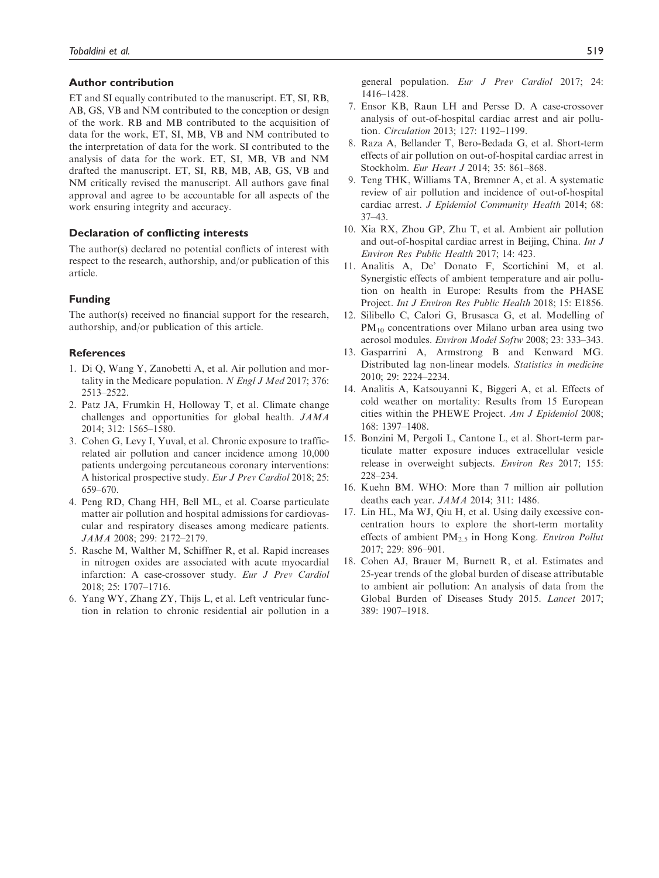## Author contribution

ET and SI equally contributed to the manuscript. ET, SI, RB, AB, GS, VB and NM contributed to the conception or design of the work. RB and MB contributed to the acquisition of data for the work, ET, SI, MB, VB and NM contributed to the interpretation of data for the work. SI contributed to the analysis of data for the work. ET, SI, MB, VB and NM drafted the manuscript. ET, SI, RB, MB, AB, GS, VB and NM critically revised the manuscript. All authors gave final approval and agree to be accountable for all aspects of the work ensuring integrity and accuracy.

## Declaration of conflicting interests

The author(s) declared no potential conflicts of interest with respect to the research, authorship, and/or publication of this article.

## Funding

The author(s) received no financial support for the research, authorship, and/or publication of this article.

## References

1. Di Q, Wang Y, Zanobetti A, et al. Air pollution and mortality in the Medicare population. *N Engl J Med* 2017; 376: 2513–2522.
2. Patz JA, Frumkin H, Holloway T, et al. Climate change challenges and opportunities for global health. *JAMA* 2014; 312: 1565–1580.
3. Cohen G, Levy I, Yuval, et al. Chronic exposure to traffic-related air pollution and cancer incidence among 10,000 patients undergoing percutaneous coronary interventions: A historical prospective study. *Eur J Prev Cardiol* 2018; 25: 659–670.
4. Peng RD, Chang HH, Bell ML, et al. Coarse particulate matter air pollution and hospital admissions for cardiovascular and respiratory diseases among medicare patients. *JAMA* 2008; 299: 2172–2179.
5. Rasche M, Walther M, Schiffner R, et al. Rapid increases in nitrogen oxides are associated with acute myocardial infarction: A case-crossover study. *Eur J Prev Cardiol* 2018; 25: 1707–1716.
6. Yang WY, Zhang ZY, Thijs L, et al. Left ventricular function in relation to chronic residential air pollution in a general population. *Eur J Prev Cardiol* 2017; 24: 1416–1428.
7. Ensor KB, Raun LH and Persse D. A case-crossover analysis of out-of-hospital cardiac arrest and air pollution. *Circulation* 2013; 127: 1192–1199.
8. Raza A, Bellander T, Bero-Bedada G, et al. Short-term effects of air pollution on out-of-hospital cardiac arrest in Stockholm. *Eur Heart J* 2014; 35: 861–868.
9. Teng THK, Williams TA, Bremner A, et al. A systematic review of air pollution and incidence of out-of-hospital cardiac arrest. *J Epidemiol Community Health* 2014; 68: 37–43.
10. Xia RX, Zhou GP, Zhu T, et al. Ambient air pollution and out-of-hospital cardiac arrest in Beijing, China. *Int J Environ Res Public Health* 2017; 14: 423.
11. Analitis A, De' Donato F, Scortichini M, et al. Synergistic effects of ambient temperature and air pollution on health in Europe: Results from the PHASE Project. *Int J Environ Res Public Health* 2018; 15: E1856.
12. Silibello C, Calori G, Brusasca G, et al. Modelling of $PM_{10}$ concentrations over Milano urban area using two aerosol modules. *Environ Model Softw* 2008; 23: 333–343.
13. Gasparrini A, Armstrong B and Kenward MG. Distributed lag non-linear models. *Statistics in medicine* 2010; 29: 2224–2234.
14. Analitis A, Katsouyanni K, Biggeri A, et al. Effects of cold weather on mortality: Results from 15 European cities within the PHEWE Project. *Am J Epidemiol* 2008; 168: 1397–1408.
15. Bonzini M, Pergoli L, Cantone L, et al. Short-term particulate matter exposure induces extracellular vesicle release in overweight subjects. *Environ Res* 2017; 155: 228–234.
16. Kuehn BM. WHO: More than 7 million air pollution deaths each year. *JAMA* 2014; 311: 1486.
17. Lin HL, Ma WJ, Qiu H, et al. Using daily excessive concentration hours to explore the short-term mortality effects of ambient $PM_{2.5}$ in Hong Kong. *Environ Pollut* 2017; 229: 896–901.
18. Cohen AJ, Brauer M, Burnett R, et al. Estimates and 25-year trends of the global burden of disease attributable to ambient air pollution: An analysis of data from the Global Burden of Diseases Study 2015. *Lancet* 2017; 389: 1907–1918.